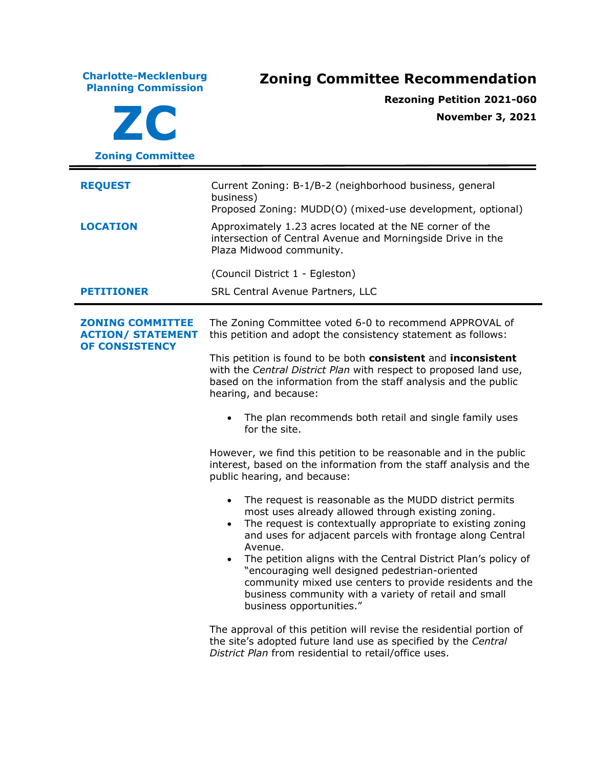**Charlote-Mecklenburg Planning Commission**

# ZC

**Zoning Committee**

# Zoning Committee Recommendation

**Rezoning Petition 2021-060**

**November 3, 2021**

---

**REQUEST**

Current Zoning: B-1/B-2 (neighborhood business, general business)
Proposed Zoning: MUDD(O) (mixed-use development, optional)

**LOCATION**

Approximately 1.23 acres located at the NE corner of the intersection of Central Avenue and Morningside Drive in the Plaza Midwood community.

(Council District 1 - Egleston)

**PETITIONER**

SRL Central Avenue Partners, LLC

---

**ZONING COMMITTEE ACTION/ STATEMENT OF CONSISTENCY**

The Zoning Committee voted 6-0 to recommend APPROVAL of this petition and adopt the consistency statement as follows:

This petition is found to be both **consistent** and **inconsistent** with the *Central District Plan* with respect to proposed land use, based on the information from the staff analysis and the public hearing, and because:

- The plan recommends both retail and single family uses for the site.

However, we find this petition to be reasonable and in the public interest, based on the information from the staff analysis and the public hearing, and because:

- The request is reasonable as the MUDD district permits most uses already allowed through existing zoning.
- The request is contextually appropriate to existing zoning and uses for adjacent parcels with frontage along Central Avenue.
- The petition aligns with the Central District Plan's policy of "encouraging well designed pedestrian-oriented community mixed use centers to provide residents and the business community with a variety of retail and small business opportunities."

The approval of this petition will revise the residential portion of the site's adopted future land use as specified by the *Central District Plan* from residential to retail/office uses.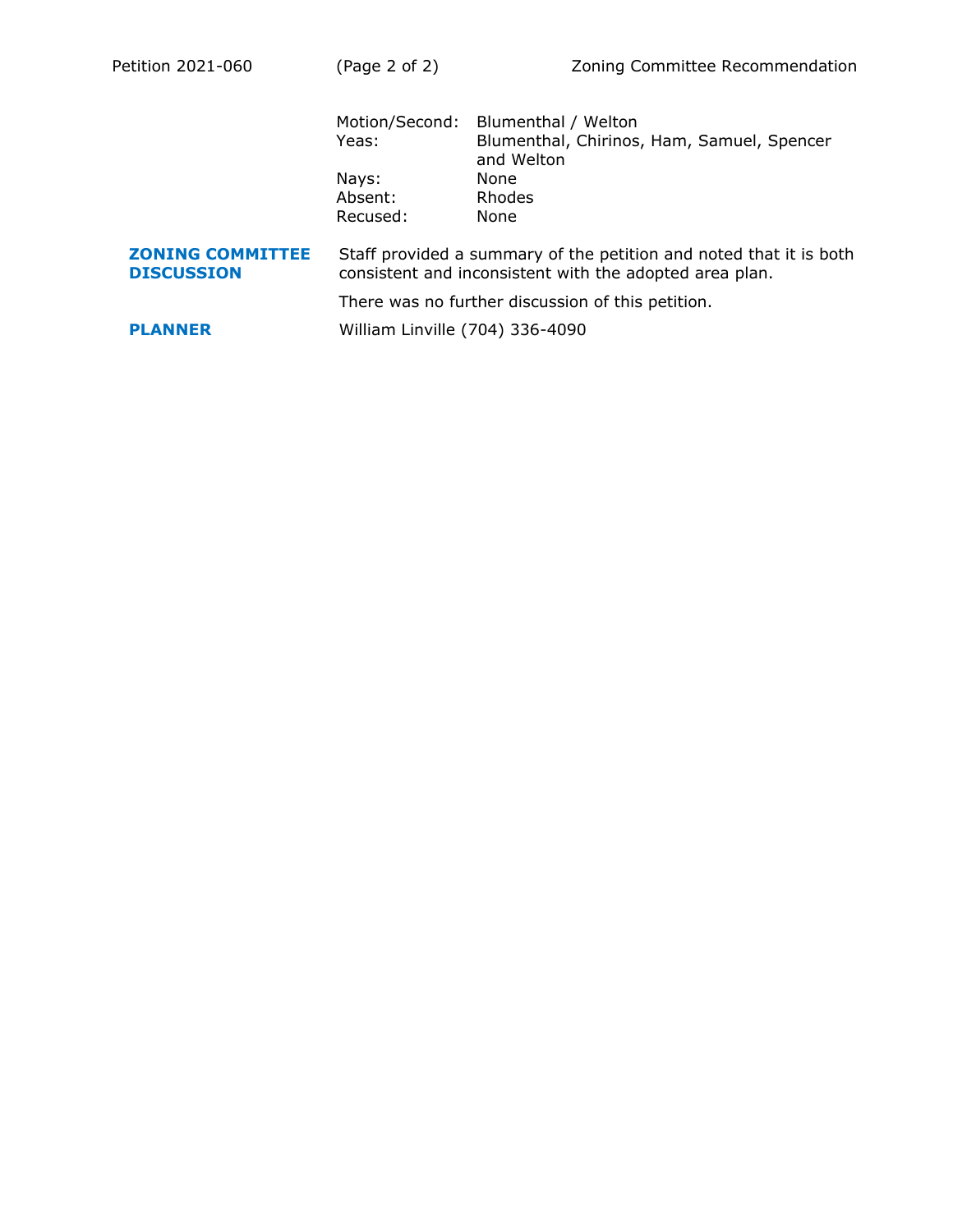| | |
|---|---|
| Motion/Second: | Blumenthal / Welton |
| Yeas: | Blumenthal, Chirinos, Ham, Samuel, Spencer and Welton |
| Nays: | None |
| Absent: | Rhodes |
| Recused: | None |

**ZONING COMMITTEE DISCUSSION**

Staff provided a summary of the petition and noted that it is both consistent and inconsistent with the adopted area plan.

There was no further discussion of this petition.

**PLANNER**

William Linville (704) 336-4090